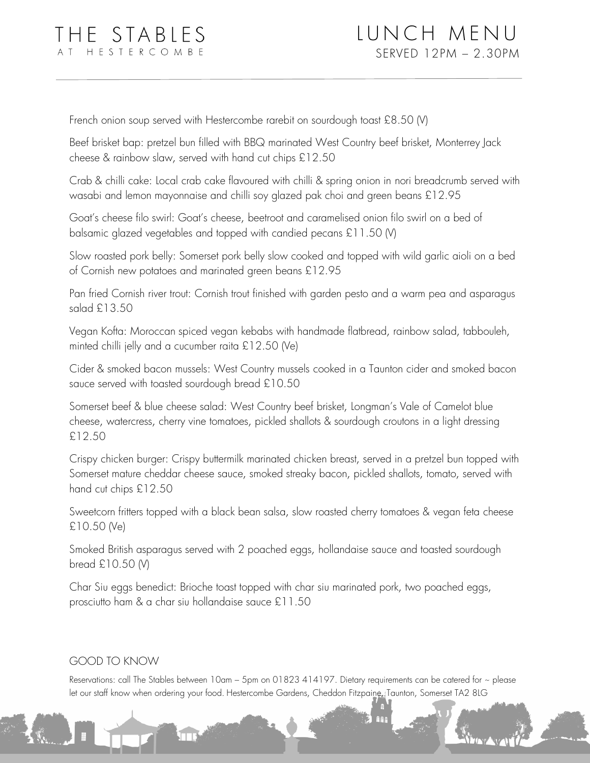# THE STABLES

AT HESTERCOMBE

# LUNCH MENU

SERVED 12PM – 2.30PM

French onion soup served with Hestercombe rarebit on sourdough toast £8.50 (V)

Beef brisket bap: pretzel bun filled with BBQ marinated West Country beef brisket, Monterrey Jack cheese & rainbow slaw, served with hand cut chips £12.50

Crab & chilli cake: Local crab cake flavoured with chilli & spring onion in nori breadcrumb served with wasabi and lemon mayonnaise and chilli soy glazed pak choi and green beans £12.95

Goat's cheese filo swirl: Goat's cheese, beetroot and caramelised onion filo swirl on a bed of balsamic glazed vegetables and topped with candied pecans £11.50 (V)

Slow roasted pork belly: Somerset pork belly slow cooked and topped with wild garlic aioli on a bed of Cornish new potatoes and marinated green beans £12.95

Pan fried Cornish river trout: Cornish trout finished with garden pesto and a warm pea and asparagus salad £13.50

Vegan Kofta: Moroccan spiced vegan kebabs with handmade flatbread, rainbow salad, tabbouleh, minted chilli jelly and a cucumber raita £12.50 (Ve)

Cider & smoked bacon mussels: West Country mussels cooked in a Taunton cider and smoked bacon sauce served with toasted sourdough bread £10.50

Somerset beef & blue cheese salad: West Country beef brisket, Longman's Vale of Camelot blue cheese, watercress, cherry vine tomatoes, pickled shallots & sourdough croutons in a light dressing £12.50

Crispy chicken burger: Crispy buttermilk marinated chicken breast, served in a pretzel bun topped with Somerset mature cheddar cheese sauce, smoked streaky bacon, pickled shallots, tomato, served with hand cut chips £12.50

Sweetcorn fritters topped with a black bean salsa, slow roasted cherry tomatoes & vegan feta cheese £10.50 (Ve)

Smoked British asparagus served with 2 poached eggs, hollandaise sauce and toasted sourdough bread £10.50 (V)

Char Siu eggs benedict: Brioche toast topped with char siu marinated pork, two poached eggs, prosciutto ham & a char siu hollandaise sauce £11.50

## GOOD TO KNOW

Reservations: call The Stables between 10am – 5pm on 01823 414197. Dietary requirements can be catered for ~ please let our staff know when ordering your food. Hestercombe Gardens, Cheddon Fitzpaine, Taunton, Somerset TA2 8LG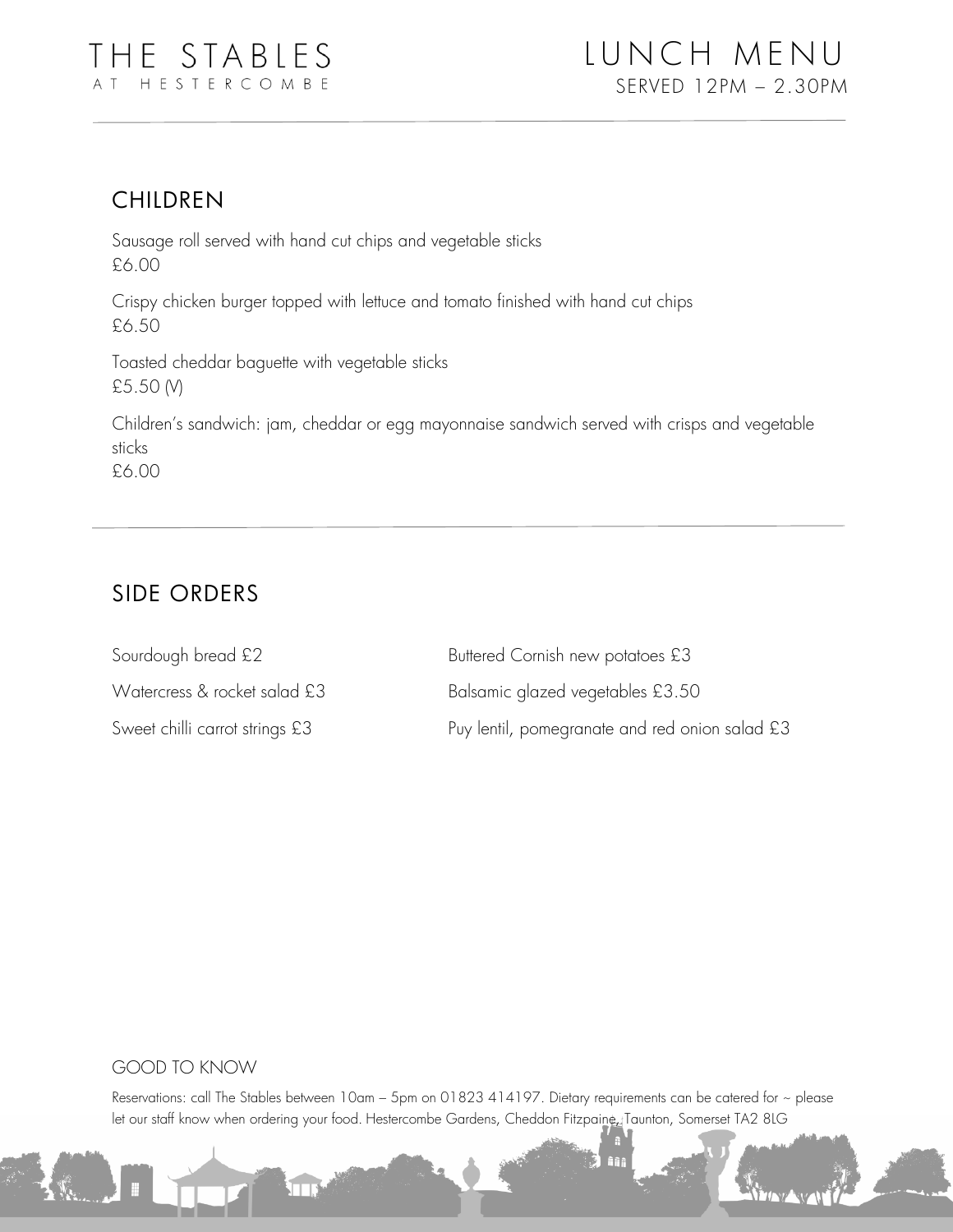# THE STABLES
AT HESTERCOMBE

# LUNCH MENU
SERVED 12PM – 2.30PM

## CHILDREN

Sausage roll served with hand cut chips and vegetable sticks
£6.00

Crispy chicken burger topped with lettuce and tomato finished with hand cut chips
£6.50

Toasted cheddar baguette with vegetable sticks
£5.50 (V)

Children's sandwich: jam, cheddar or egg mayonnaise sandwich served with crisps and vegetable sticks
£6.00

## SIDE ORDERS

Sourdough bread £2

Watercress & rocket salad £3

Sweet chilli carrot strings £3

Buttered Cornish new potatoes £3

Balsamic glazed vegetables £3.50

Puy lentil, pomegranate and red onion salad £3

GOOD TO KNOW

Reservations: call The Stables between 10am – 5pm on 01823 414197. Dietary requirements can be catered for ~ please let our staff know when ordering your food. Hestercombe Gardens, Cheddon Fitzpaine, Taunton, Somerset TA2 8LG